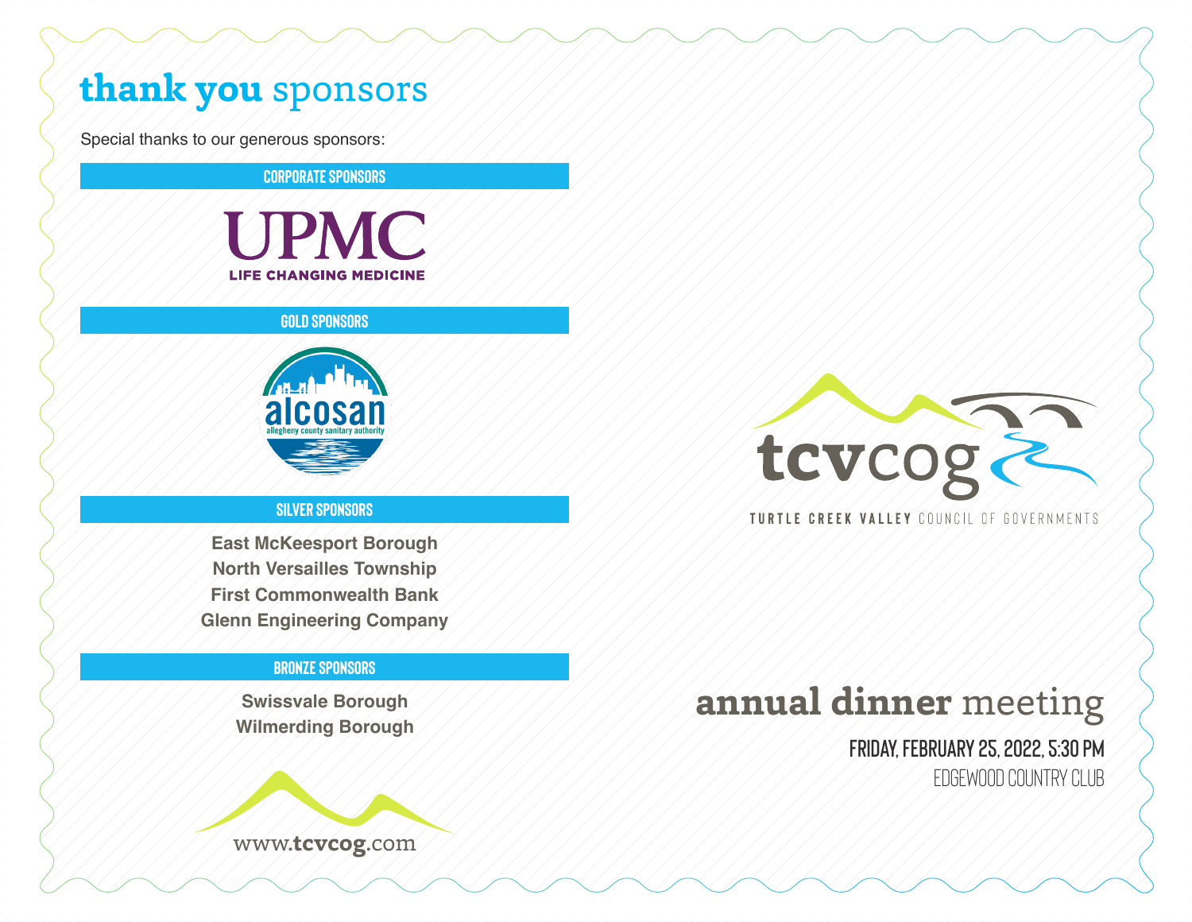# thank you sponsors

Special thanks to our generous sponsors:

## CORPORATE SPONSORS

UPMC
LIFE CHANGING MEDICINE

## GOLD SPONSORS

alcosan
allegheny county sanitary authority

## SILVER SPONSORS

**East McKeesport Borough**
**North Versailles Township**
**First Commonwealth Bank**
**Glenn Engineering Company**

## BRONZE SPONSORS

**Swissvale Borough**
**Wilmerding Borough**

www.**tcvcog**.com

---

**tcv**cog

TURTLE CREEK VALLEY COUNCIL OF GOVERNMENTS

# annual dinner meeting

**FRIDAY, FEBRUARY 25, 2022, 5:30 PM**
EDGEWOOD COUNTRY CLUB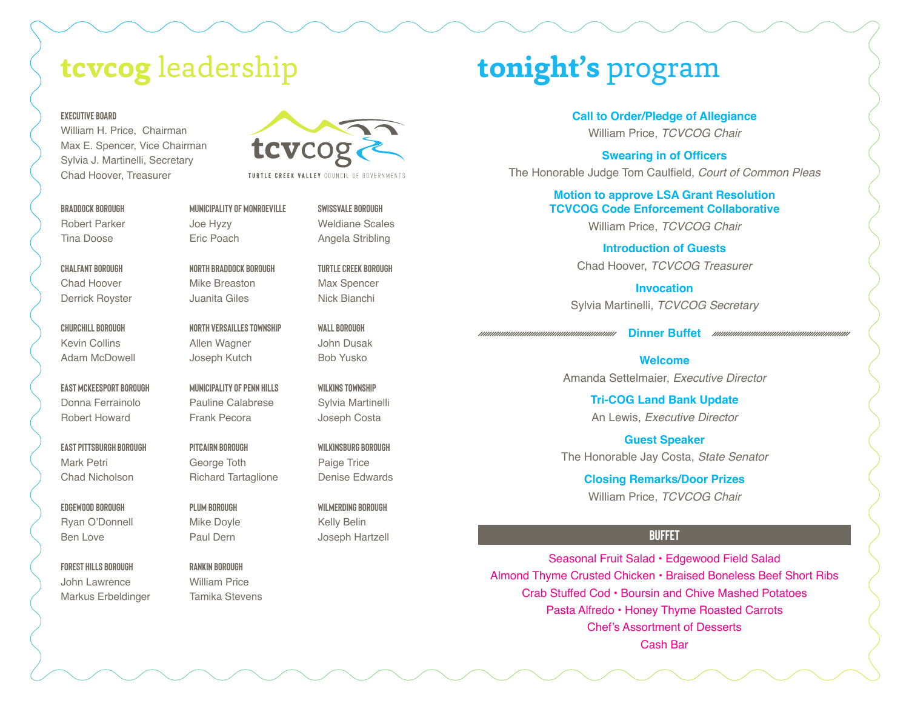# tcvcog leadership

tcvcog
TURTLE CREEK VALLEY COUNCIL OF GOVERNMENTS

**EXECUTIVE BOARD**
William H. Price, Chairman
Max E. Spencer, Vice Chairman
Sylvia J. Martinelli, Secretary
Chad Hoover, Treasurer

**BRADDOCK BOROUGH**
Robert Parker
Tina Doose

**CHALFANT BOROUGH**
Chad Hoover
Derrick Royster

**CHURCHILL BOROUGH**
Kevin Collins
Adam McDowell

**EAST MCKEESPORT BOROUGH**
Donna Ferrainolo
Robert Howard

**EAST PITTSBURGH BOROUGH**
Mark Petri
Chad Nicholson

**EDGEWOOD BOROUGH**
Ryan O'Donnell
Ben Love

**FOREST HILLS BOROUGH**
John Lawrence
Markus Erbeldinger

**MUNICIPALITY OF MONROEVILLE**
Joe Hyzy
Eric Poach

**NORTH BRADDOCK BOROUGH**
Mike Breaston
Juanita Giles

**NORTH VERSAILLES TOWNSHIP**
Allen Wagner
Joseph Kutch

**MUNICIPALITY OF PENN HILLS**
Pauline Calabrese
Frank Pecora

**PITCAIRN BOROUGH**
George Toth
Richard Tartaglione

**PLUM BOROUGH**
Mike Doyle
Paul Dern

**RANKIN BOROUGH**
William Price
Tamika Stevens

**SWISSVALE BOROUGH**
Weldiane Scales
Angela Stribling

**TURTLE CREEK BOROUGH**
Max Spencer
Nick Bianchi

**WALL BOROUGH**
John Dusak
Bob Yusko

**WILKINS TOWNSHIP**
Sylvia Martinelli
Joseph Costa

**WILKINSBURG BOROUGH**
Paige Trice
Denise Edwards

**WILMERDING BOROUGH**
Kelly Belin
Joseph Hartzell

# tonight's program

**Call to Order/Pledge of Allegiance**
William Price, *TCVCOG Chair*

**Swearing in of Officers**
The Honorable Judge Tom Caulfield, *Court of Common Pleas*

**Motion to approve LSA Grant Resolution**
**TCVCOG Code Enforcement Collaborative**
William Price, *TCVCOG Chair*

**Introduction of Guests**
Chad Hoover, *TCVCOG Treasurer*

**Invocation**
Sylvia Martinelli, *TCVCOG Secretary*

**Dinner Buffet**

**Welcome**
Amanda Settelmaier, *Executive Director*

**Tri-COG Land Bank Update**
An Lewis, *Executive Director*

**Guest Speaker**
The Honorable Jay Costa, *State Senator*

**Closing Remarks/Door Prizes**
William Price, *TCVCOG Chair*

## BUFFET

Seasonal Fruit Salad • Edgewood Field Salad
Almond Thyme Crusted Chicken • Braised Boneless Beef Short Ribs
Crab Stuffed Cod • Boursin and Chive Mashed Potatoes
Pasta Alfredo • Honey Thyme Roasted Carrots
Chef's Assortment of Desserts
Cash Bar